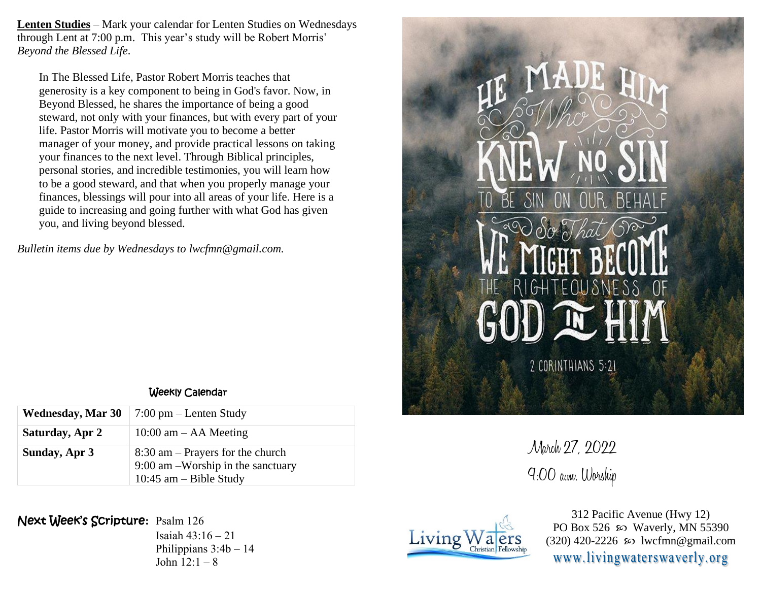**Lenten Studies** – Mark your calendar for Lenten Studies on Wednesdays through Lent at 7:00 p.m. This year's study will be Robert Morris' *Beyond the Blessed Life*.

> In The Blessed Life, Pastor Robert Morris teaches that generosity is a key component to being in God's favor. Now, in Beyond Blessed, he shares the importance of being a good steward, not only with your finances, but with every part of your life. Pastor Morris will motivate you to become a better manager of your money, and provide practical lessons on taking your finances to the next level. Through Biblical principles, personal stories, and incredible testimonies, you will learn how to be a good steward, and that when you properly manage your finances, blessings will pour into all areas of your life. Here is a guide to increasing and going further with what God has given you, and living beyond blessed.

*Bulletin items due by Wednesdays to lwcfmn@gmail.com.*

## Weekly Calendar

| | |
|---|---|
| **Wednesday, Mar 30** | 7:00 pm – Lenten Study |
| **Saturday, Apr 2** | 10:00 am – AA Meeting |
| **Sunday, Apr 3** | 8:30 am – Prayers for the church<br>9:00 am –Worship in the sanctuary<br>10:45 am – Bible Study |

**Next Week's Scripture:** Psalm 126
Isaiah 43:16 – 21
Philippians 3:4b – 14
John 12:1 – 8

HE MADE HIM Who KNEW NO SIN TO BE SIN ON OUR BEHALF So That WE MIGHT BECOME THE RIGHTEOUSNESS OF GOD IN HIM

2 CORINTHIANS 5:21

March 27, 2022

9:00 a.m. Worship

Living Waters Christian Fellowship

312 Pacific Avenue (Hwy 12)
PO Box 526 ꩜ Waverly, MN 55390
(320) 420-2226 ꩜ lwcfmn@gmail.com
www.livingwaterswaverly.org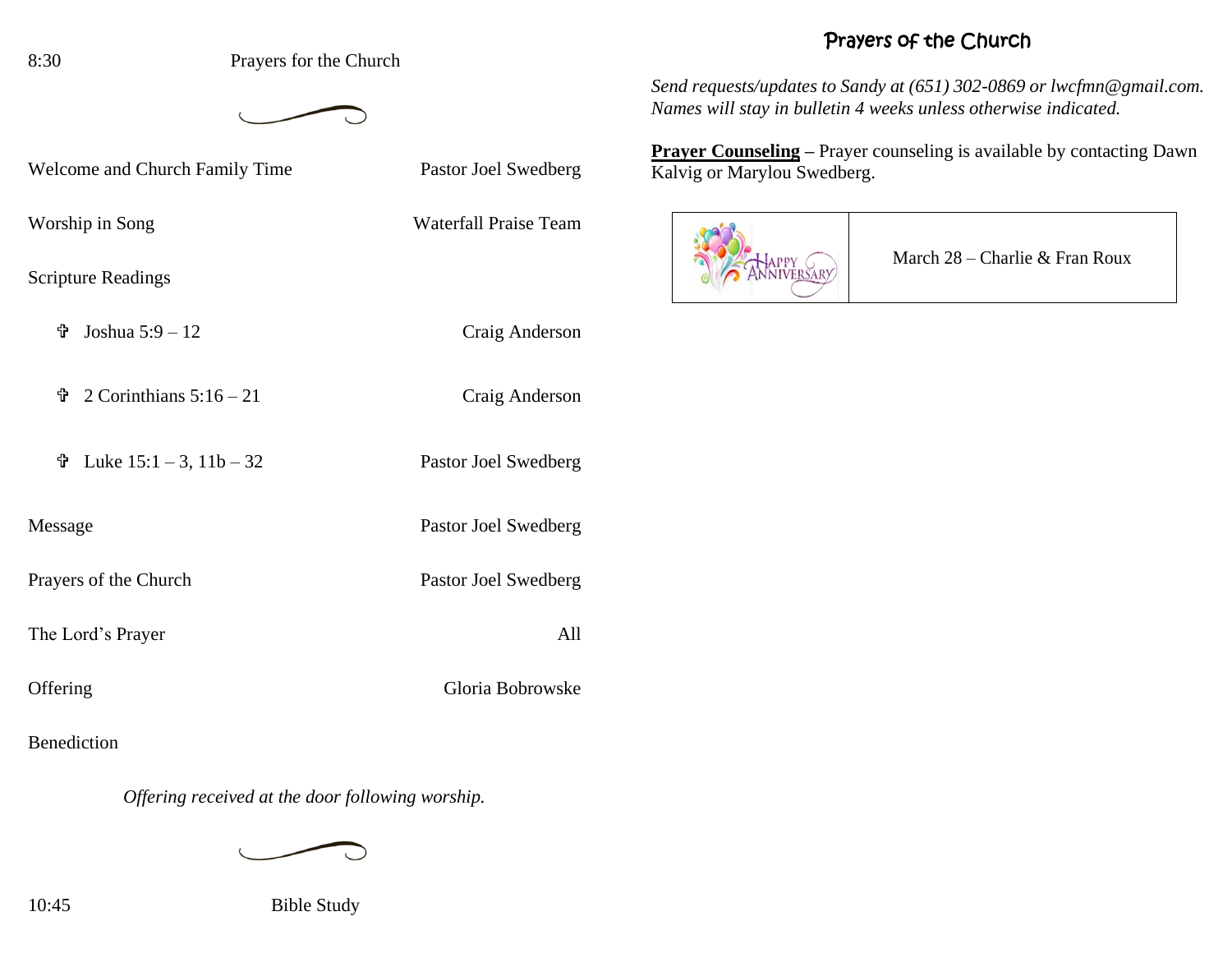8:30 Prayers for the Church

| | |
|---|---|
| Welcome and Church Family Time | Pastor Joel Swedberg |
| Worship in Song | Waterfall Praise Team |
| Scripture Readings | |
| ✞ Joshua 5:9 – 12 | Craig Anderson |
| ✞ 2 Corinthians 5:16 – 21 | Craig Anderson |
| ✞ Luke 15:1 – 3, 11b – 32 | Pastor Joel Swedberg |
| Message | Pastor Joel Swedberg |
| Prayers of the Church | Pastor Joel Swedberg |
| The Lord's Prayer | All |
| Offering | Gloria Bobrowske |
| Benediction | |

*Offering received at the door following worship.*

10:45 Bible Study

## Prayers of the Church

*Send requests/updates to Sandy at (651) 302-0869 or lwcfmn@gmail.com. Names will stay in bulletin 4 weeks unless otherwise indicated.*

**Prayer Counseling** – Prayer counseling is available by contacting Dawn Kalvig or Marylou Swedberg.

| | |
|---|---|
| Happy Anniversary | March 28 – Charlie & Fran Roux |